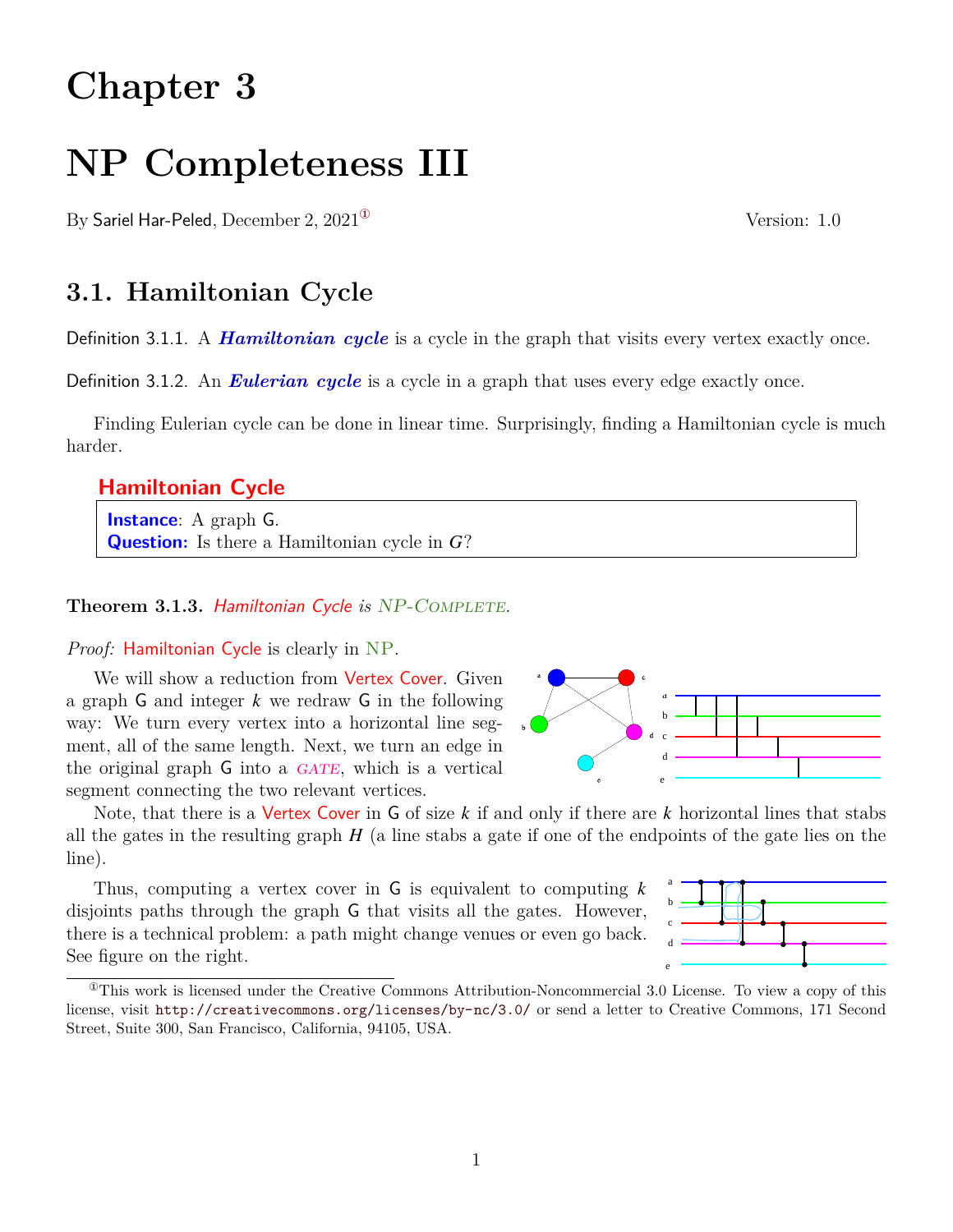# Chapter 3

# NP Completeness III

By Sariel Har-Peled, December 2, 2021[1] Version: 1.0

## 3.1. Hamiltonian Cycle

Definition 3.1.1. A ***Hamiltonian cycle*** is a cycle in the graph that visits every vertex exactly once.

Definition 3.1.2. An ***Eulerian cycle*** is a cycle in a graph that uses every edge exactly once.

Finding Eulerian cycle can be done in linear time. Surprisingly, finding a Hamiltonian cycle is much harder.

**Hamiltonian Cycle**

**Instance**: A graph G.
**Question:** Is there a Hamiltonian cycle in $G$?

**Theorem 3.1.3.** *Hamiltonian Cycle is NP-Complete.*

*Proof:* Hamiltonian Cycle is clearly in NP.

We will show a reduction from Vertex Cover. Given a graph G and integer $k$ we redraw G in the following way: We turn every vertex into a horizontal line segment, all of the same length. Next, we turn an edge in the original graph G into a *gate*, which is a vertical segment connecting the two relevant vertices.

Note, that there is a Vertex Cover in G of size $k$ if and only if there are $k$ horizontal lines that stabs all the gates in the resulting graph $H$ (a line stabs a gate if one of the endpoints of the gate lies on the line).

Thus, computing a vertex cover in G is equivalent to computing $k$ disjoints paths through the graph G that visits all the gates. However, there is a technical problem: a path might change venues or even go back. See figure on the right.

[1] This work is licensed under the Creative Commons Attribution-Noncommercial 3.0 License. To view a copy of this license, visit http://creativecommons.org/licenses/by-nc/3.0/ or send a letter to Creative Commons, 171 Second Street, Suite 300, San Francisco, California, 94105, USA.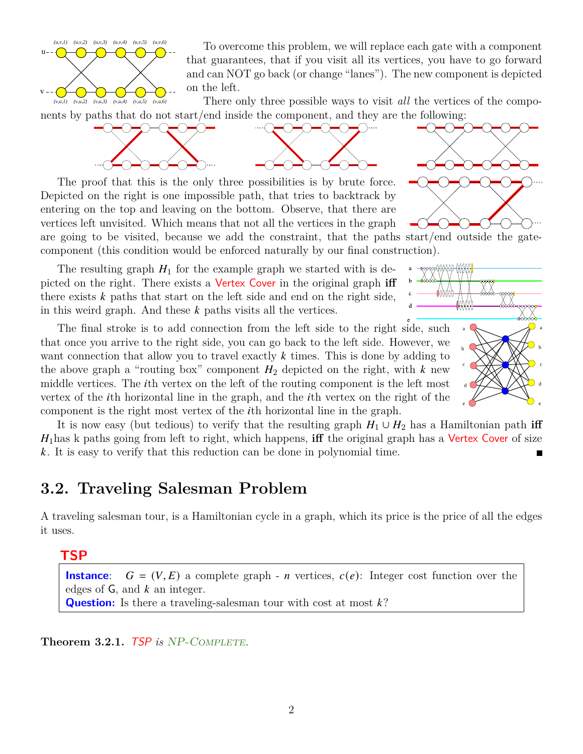To overcome this problem, we will replace each gate with a component that guarantees, that if you visit all its vertices, you have to go forward and can NOT go back (or change "lanes"). The new component is depicted on the left.

There only three possible ways to visit *all* the vertices of the components by paths that do not start/end inside the component, and they are the following:

The proof that this is the only three possibilities is by brute force. Depicted on the right is one impossible path, that tries to backtrack by entering on the top and leaving on the bottom. Observe, that there are vertices left unvisited. Which means that not all the vertices in the graph are going to be visited, because we add the constraint, that the paths start/end outside the gate-component (this condition would be enforced naturally by our final construction).

The resulting graph $H_1$ for the example graph we started with is depicted on the right. There exists a Vertex Cover in the original graph **iff** there exists $k$ paths that start on the left side and end on the right side, in this weird graph. And these $k$ paths visits all the vertices.

The final stroke is to add connection from the left side to the right side, such that once you arrive to the right side, you can go back to the left side. However, we want connection that allow you to travel exactly $k$ times. This is done by adding to the above graph a "routing box" component $H_2$ depicted on the right, with $k$ new middle vertices. The $i$th vertex on the left of the routing component is the left most vertex of the $i$th horizontal line in the graph, and the $i$th vertex on the right of the component is the right most vertex of the $i$th horizontal line in the graph.

It is now easy (but tedious) to verify that the resulting graph $H_1 \cup H_2$ has a Hamiltonian path **iff** $H_1$has k paths going from left to right, which happens, **iff** the original graph has a Vertex Cover of size $k$. It is easy to verify that this reduction can be done in polynomial time. ∎

## 3.2. Traveling Salesman Problem

A traveling salesman tour, is a Hamiltonian cycle in a graph, which its price is the price of all the edges it uses.

**TSP**

**Instance**: $G = (V, E)$ a complete graph - $n$ vertices, $c(e)$: Integer cost function over the edges of G, and $k$ an integer.
**Question:** Is there a traveling-salesman tour with cost at most $k$?

**Theorem 3.2.1.** *TSP is NP-Complete.*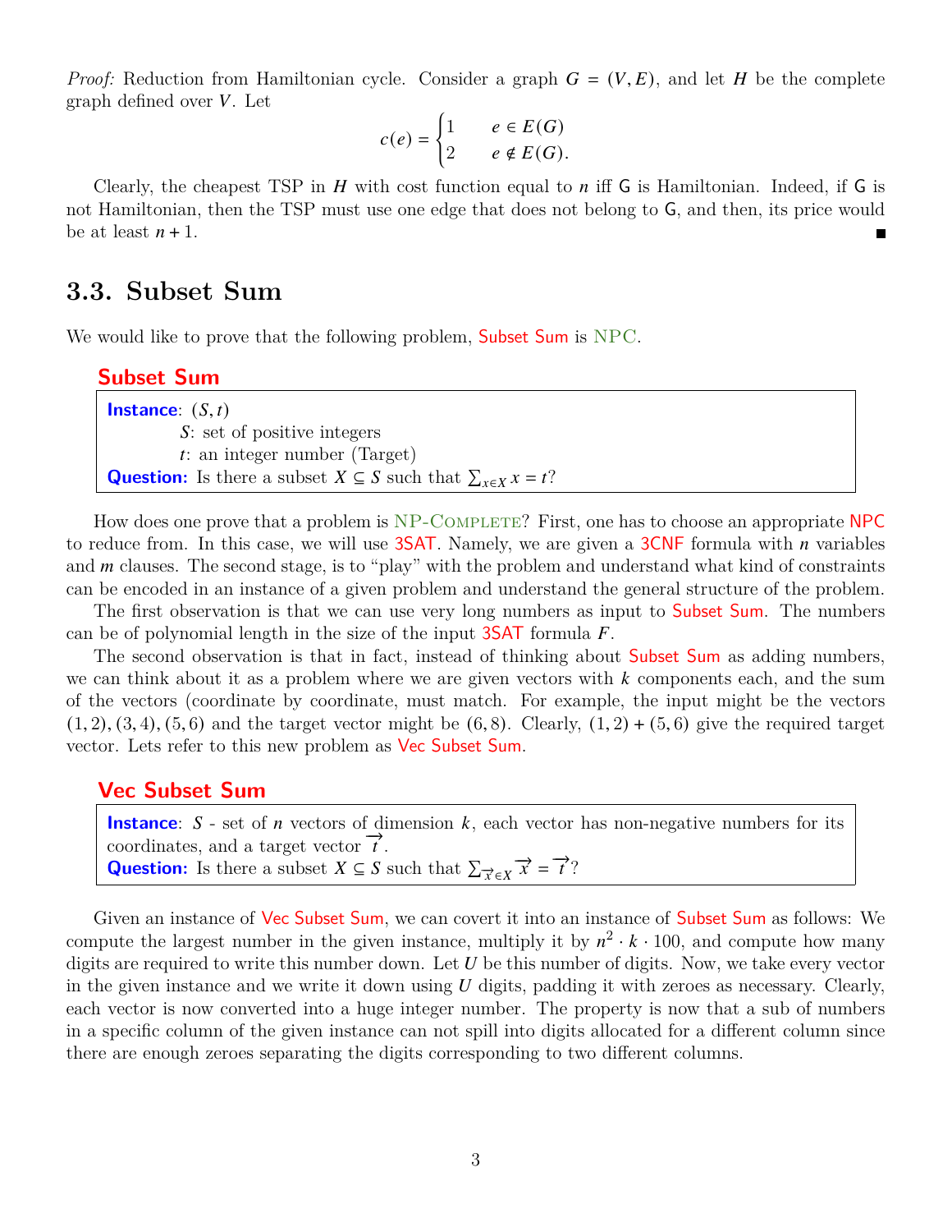*Proof:* Reduction from Hamiltonian cycle. Consider a graph $G = (V, E)$, and let $H$ be the complete graph defined over $V$. Let

$$c(e) = \begin{cases} 1 & e \in E(G) \\ 2 & e \notin E(G). \end{cases}$$

Clearly, the cheapest TSP in $H$ with cost function equal to $n$ iff G is Hamiltonian. Indeed, if G is not Hamiltonian, then the TSP must use one edge that does not belong to G, and then, its price would be at least $n + 1$. ■

## 3.3. Subset Sum

We would like to prove that the following problem, Subset Sum is NPC.

### Subset Sum

**Instance**: $(S, t)$
$S$: set of positive integers
$t$: an integer number (Target)
**Question:** Is there a subset $X \subseteq S$ such that $\sum_{x \in X} x = t$?

How does one prove that a problem is NP-Complete? First, one has to choose an appropriate NPC to reduce from. In this case, we will use 3SAT. Namely, we are given a 3CNF formula with $n$ variables and $m$ clauses. The second stage, is to "play" with the problem and understand what kind of constraints can be encoded in an instance of a given problem and understand the general structure of the problem.

The first observation is that we can use very long numbers as input to Subset Sum. The numbers can be of polynomial length in the size of the input 3SAT formula $F$.

The second observation is that in fact, instead of thinking about Subset Sum as adding numbers, we can think about it as a problem where we are given vectors with $k$ components each, and the sum of the vectors (coordinate by coordinate, must match. For example, the input might be the vectors $(1, 2), (3, 4), (5, 6)$ and the target vector might be $(6, 8)$. Clearly, $(1, 2) + (5, 6)$ give the required target vector. Lets refer to this new problem as Vec Subset Sum.

### Vec Subset Sum

**Instance**: $S$ - set of $n$ vectors of dimension $k$, each vector has non-negative numbers for its coordinates, and a target vector $\overrightarrow{t}$.
**Question:** Is there a subset $X \subseteq S$ such that $\sum_{\overrightarrow{x} \in X} \overrightarrow{x} = \overrightarrow{t}$?

Given an instance of Vec Subset Sum, we can covert it into an instance of Subset Sum as follows: We compute the largest number in the given instance, multiply it by $n^2 \cdot k \cdot 100$, and compute how many digits are required to write this number down. Let $U$ be this number of digits. Now, we take every vector in the given instance and we write it down using $U$ digits, padding it with zeroes as necessary. Clearly, each vector is now converted into a huge integer number. The property is now that a sub of numbers in a specific column of the given instance can not spill into digits allocated for a different column since there are enough zeroes separating the digits corresponding to two different columns.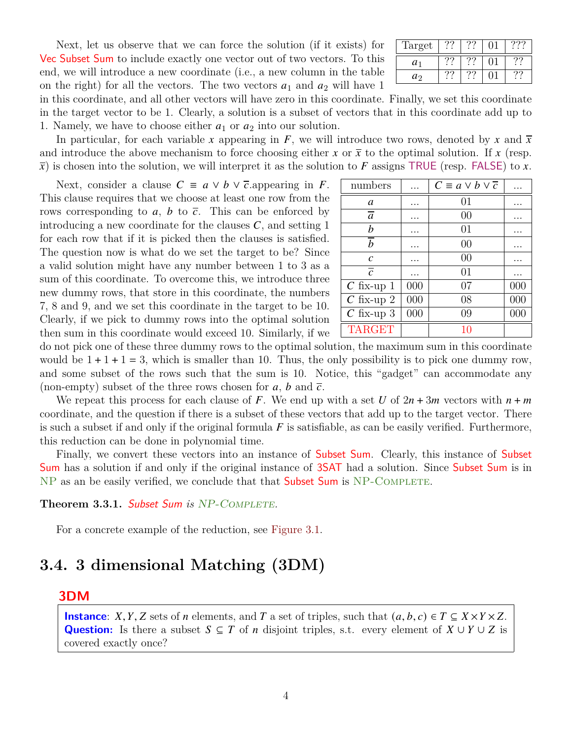Next, let us observe that we can force the solution (if it exists) for Vec Subset Sum to include exactly one vector out of two vectors. To this end, we will introduce a new coordinate (i.e., a new column in the table on the right) for all the vectors. The two vectors $a_1$ and $a_2$ will have 1 in this coordinate, and all other vectors will have zero in this coordinate. Finally, we set this coordinate in the target vector to be 1. Clearly, a solution is a subset of vectors that in this coordinate add up to 1. Namely, we have to choose either $a_1$ or $a_2$ into our solution.

| Target | ?? | ?? | 01 | ??? |
|---|---|---|---|---|
| $a_1$ | ?? | ?? | 01 | ?? |
| $a_2$ | ?? | ?? | 01 | ?? |

In particular, for each variable $x$ appearing in $F$, we will introduce two rows, denoted by $x$ and $\overline{x}$ and introduce the above mechanism to force choosing either $x$ or $\overline{x}$ to the optimal solution. If $x$ (resp. $\overline{x}$) is chosen into the solution, we will interpret it as the solution to $F$ assigns TRUE (resp. FALSE) to $x$.

Next, consider a clause $C \equiv a \vee b \vee \overline{c}$.appearing in $F$. This clause requires that we choose at least one row from the rows corresponding to $a$, $b$ to $\overline{c}$. This can be enforced by introducing a new coordinate for the clauses $C$, and setting 1 for each row that if it is picked then the clauses is satisfied. The question now is what do we set the target to be? Since a valid solution might have any number between 1 to 3 as a sum of this coordinate. To overcome this, we introduce three new dummy rows, that store in this coordinate, the numbers 7, 8 and 9, and we set this coordinate in the target to be 10. Clearly, if we pick to dummy rows into the optimal solution then sum in this coordinate would exceed 10. Similarly, if we do not pick one of these three dummy rows to the optimal solution, the maximum sum in this coordinate would be $1 + 1 + 1 = 3$, which is smaller than 10. Thus, the only possibility is to pick one dummy row, and some subset of the rows such that the sum is 10. Notice, this "gadget" can accommodate any (non-empty) subset of the three rows chosen for $a$, $b$ and $\overline{c}$.

| numbers | ... | $C \equiv a \vee b \vee \overline{c}$ | ... |
|---|---|---|---|
| $a$ | ... | 01 | ... |
| $\overline{a}$ | ... | 00 | ... |
| $b$ | ... | 01 | ... |
| $\overline{b}$ | ... | 00 | ... |
| $c$ | ... | 00 | ... |
| $\overline{c}$ | ... | 01 | ... |
| $C$ fix-up 1 | 000 | 07 | 000 |
| $C$ fix-up 2 | 000 | 08 | 000 |
| $C$ fix-up 3 | 000 | 09 | 000 |
| TARGET | | 10 | |

We repeat this process for each clause of $F$. We end up with a set $U$ of $2n + 3m$ vectors with $n + m$ coordinate, and the question if there is a subset of these vectors that add up to the target vector. There is such a subset if and only if the original formula $F$ is satisfiable, as can be easily verified. Furthermore, this reduction can be done in polynomial time.

Finally, we convert these vectors into an instance of Subset Sum. Clearly, this instance of Subset Sum has a solution if and only if the original instance of 3SAT had a solution. Since Subset Sum is in NP as an be easily verified, we conclude that that Subset Sum is NP-Complete.

**Theorem 3.3.1.** *Subset Sum is NP-Complete.*

For a concrete example of the reduction, see Figure 3.1.

## 3.4. 3 dimensional Matching (3DM)

### 3DM

**Instance**: $X, Y, Z$ sets of $n$ elements, and $T$ a set of triples, such that $(a, b, c) \in T \subseteq X \times Y \times Z$.
**Question:** Is there a subset $S \subseteq T$ of $n$ disjoint triples, s.t. every element of $X \cup Y \cup Z$ is covered exactly once?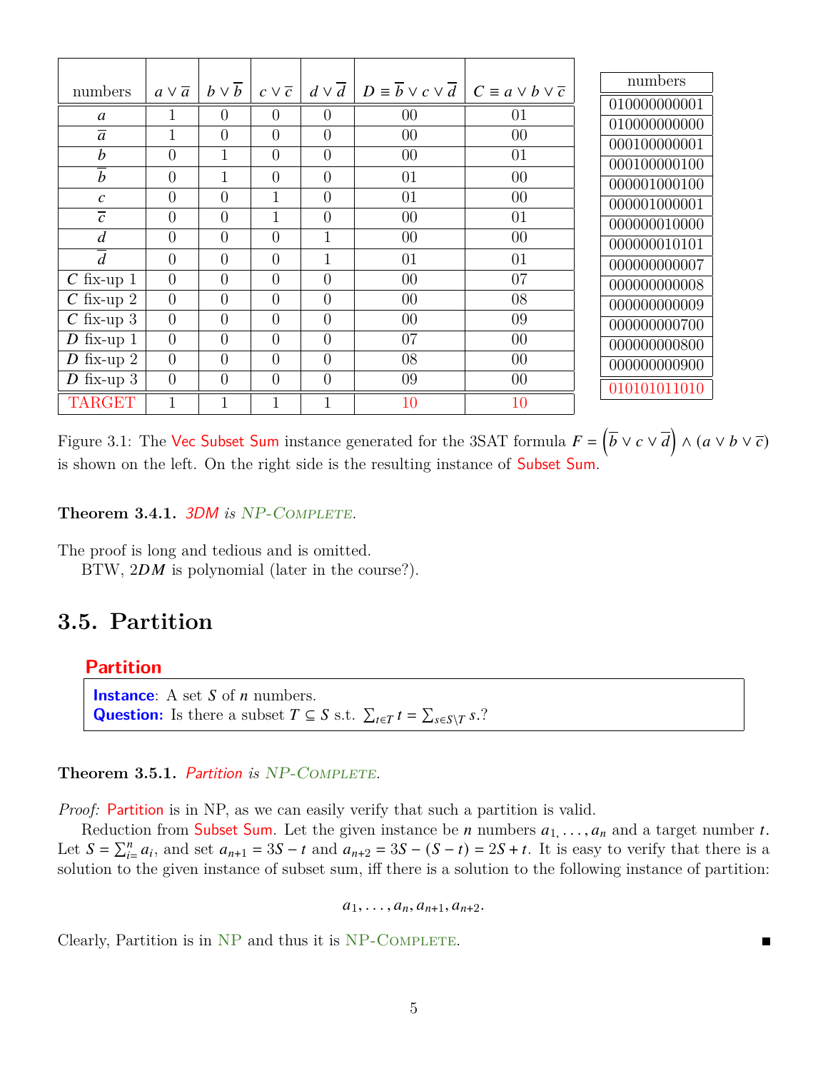| numbers | $a \vee \overline{a}$ | $b \vee \overline{b}$ | $c \vee \overline{c}$ | $d \vee \overline{d}$ | $D \equiv \overline{b} \vee c \vee \overline{d}$ | $C \equiv a \vee b \vee \overline{c}$ |
|---|---|---|---|---|---|---|
| $a$ | 1 | 0 | 0 | 0 | 00 | 01 |
| $\overline{a}$ | 1 | 0 | 0 | 0 | 00 | 00 |
| $b$ | 0 | 1 | 0 | 0 | 00 | 01 |
| $\overline{b}$ | 0 | 1 | 0 | 0 | 01 | 00 |
| $c$ | 0 | 0 | 1 | 0 | 01 | 00 |
| $\overline{c}$ | 0 | 0 | 1 | 0 | 00 | 01 |
| $d$ | 0 | 0 | 0 | 1 | 00 | 00 |
| $\overline{d}$ | 0 | 0 | 0 | 1 | 01 | 01 |
| $C$ fix-up 1 | 0 | 0 | 0 | 0 | 00 | 07 |
| $C$ fix-up 2 | 0 | 0 | 0 | 0 | 00 | 08 |
| $C$ fix-up 3 | 0 | 0 | 0 | 0 | 00 | 09 |
| $D$ fix-up 1 | 0 | 0 | 0 | 0 | 07 | 00 |
| $D$ fix-up 2 | 0 | 0 | 0 | 0 | 08 | 00 |
| $D$ fix-up 3 | 0 | 0 | 0 | 0 | 09 | 00 |
| TARGET | 1 | 1 | 1 | 1 | 10 | 10 |

| numbers |
|---|
| 010000000001 |
| 010000000000 |
| 000100000001 |
| 000100000100 |
| 000001000100 |
| 000001000001 |
| 000000010000 |
| 000000010101 |
| 000000000007 |
| 000000000008 |
| 000000000009 |
| 000000000700 |
| 000000000800 |
| 000000000900 |
| 010101011010 |

Figure 3.1: The Vec Subset Sum instance generated for the 3SAT formula $F = \left(\overline{b} \vee c \vee \overline{d}\right) \wedge (a \vee b \vee \overline{c})$ is shown on the left. On the right side is the resulting instance of Subset Sum.

**Theorem 3.4.1.** *3DM is NP-Complete.*

The proof is long and tedious and is omitted.

BTW, $2DM$ is polynomial (later in the course?).

## 3.5. Partition

**Partition**

> **Instance**: A set $S$ of $n$ numbers.
> **Question:** Is there a subset $T \subseteq S$ s.t. $\sum_{t \in T} t = \sum_{s \in S \setminus T} s$.?

**Theorem 3.5.1.** *Partition is NP-Complete.*

*Proof:* Partition is in NP, as we can easily verify that such a partition is valid.

Reduction from Subset Sum. Let the given instance be $n$ numbers $a_1, \ldots, a_n$ and a target number $t$. Let $S = \sum_{i=}^{n} a_i$, and set $a_{n+1} = 3S - t$ and $a_{n+2} = 3S - (S - t) = 2S + t$. It is easy to verify that there is a solution to the given instance of subset sum, iff there is a solution to the following instance of partition:

$$a_1, \ldots, a_n, a_{n+1}, a_{n+2}.$$

Clearly, Partition is in NP and thus it is NP-Complete. ∎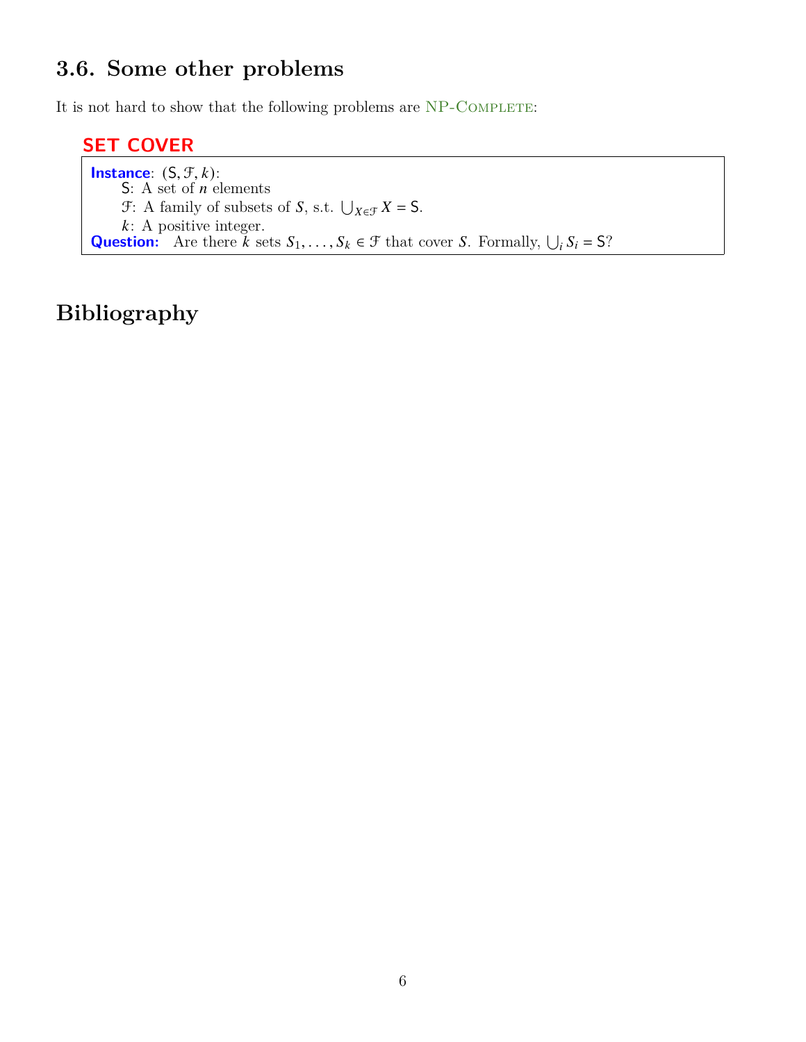## 3.6. Some other problems

It is not hard to show that the following problems are NP-Complete:

**SET COVER**

**Instance**: $(\mathsf{S}, \mathcal{F}, k)$:
  $\mathsf{S}$: A set of $n$ elements
  $\mathcal{F}$: A family of subsets of $S$, s.t. $\bigcup_{X \in \mathcal{F}} X = \mathsf{S}$.
  $k$: A positive integer.
**Question:** Are there $k$ sets $S_1, \ldots, S_k \in \mathcal{F}$ that cover $S$. Formally, $\bigcup_i S_i = \mathsf{S}$?

# Bibliography